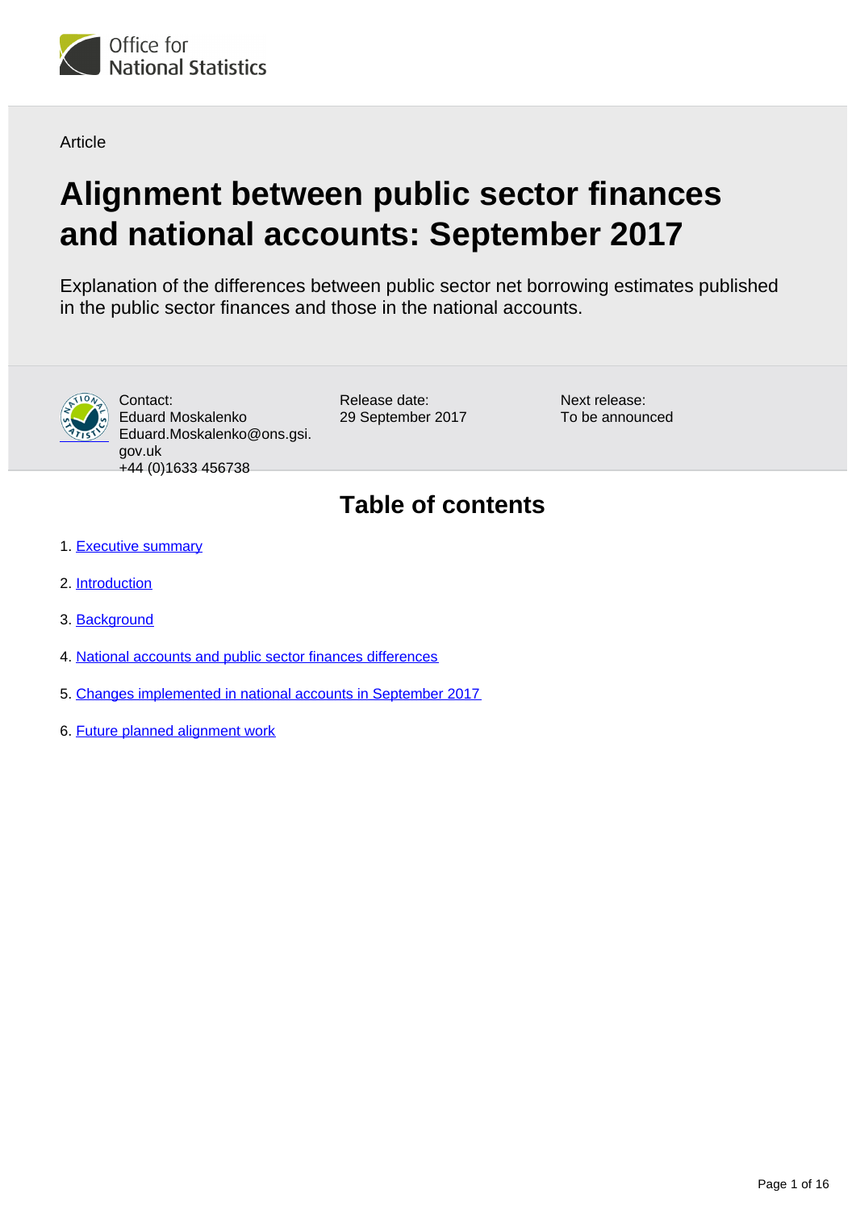Article

# Alignment between public sector finances and national accounts: September 2017

Explanation of the differences between public sector net borrowing estimates published in the public sector finances and those in the national accounts.

Contact:
Eduard Moskalenko
Eduard.Moskalenko@ons.gsi.gov.uk
+44 (0)1633 456738

Release date:
29 September 2017

Next release:
To be announced

## Table of contents

1. Executive summary
2. Introduction
3. Background
4. National accounts and public sector finances differences
5. Changes implemented in national accounts in September 2017
6. Future planned alignment work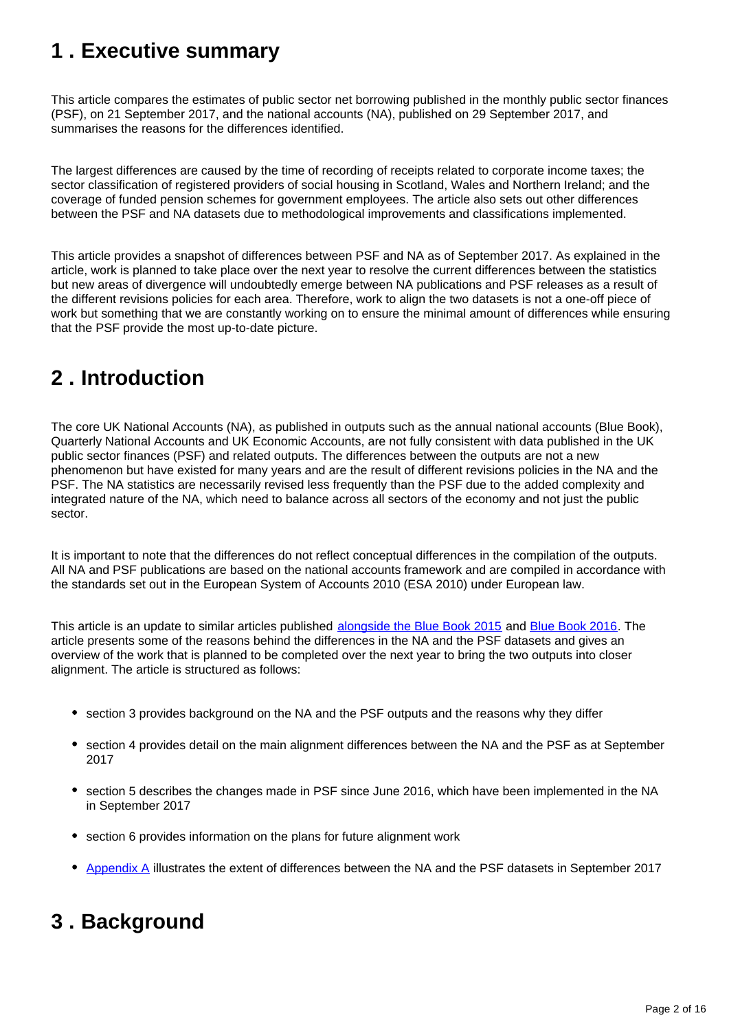## 1 . Executive summary

This article compares the estimates of public sector net borrowing published in the monthly public sector finances (PSF), on 21 September 2017, and the national accounts (NA), published on 29 September 2017, and summarises the reasons for the differences identified.

The largest differences are caused by the time of recording of receipts related to corporate income taxes; the sector classification of registered providers of social housing in Scotland, Wales and Northern Ireland; and the coverage of funded pension schemes for government employees. The article also sets out other differences between the PSF and NA datasets due to methodological improvements and classifications implemented.

This article provides a snapshot of differences between PSF and NA as of September 2017. As explained in the article, work is planned to take place over the next year to resolve the current differences between the statistics but new areas of divergence will undoubtedly emerge between NA publications and PSF releases as a result of the different revisions policies for each area. Therefore, work to align the two datasets is not a one-off piece of work but something that we are constantly working on to ensure the minimal amount of differences while ensuring that the PSF provide the most up-to-date picture.

## 2 . Introduction

The core UK National Accounts (NA), as published in outputs such as the annual national accounts (Blue Book), Quarterly National Accounts and UK Economic Accounts, are not fully consistent with data published in the UK public sector finances (PSF) and related outputs. The differences between the outputs are not a new phenomenon but have existed for many years and are the result of different revisions policies in the NA and the PSF. The NA statistics are necessarily revised less frequently than the PSF due to the added complexity and integrated nature of the NA, which need to balance across all sectors of the economy and not just the public sector.

It is important to note that the differences do not reflect conceptual differences in the compilation of the outputs. All NA and PSF publications are based on the national accounts framework and are compiled in accordance with the standards set out in the European System of Accounts 2010 (ESA 2010) under European law.

This article is an update to similar articles published alongside the Blue Book 2015 and Blue Book 2016. The article presents some of the reasons behind the differences in the NA and the PSF datasets and gives an overview of the work that is planned to be completed over the next year to bring the two outputs into closer alignment. The article is structured as follows:

- section 3 provides background on the NA and the PSF outputs and the reasons why they differ
- section 4 provides detail on the main alignment differences between the NA and the PSF as at September 2017
- section 5 describes the changes made in PSF since June 2016, which have been implemented in the NA in September 2017
- section 6 provides information on the plans for future alignment work
- Appendix A illustrates the extent of differences between the NA and the PSF datasets in September 2017

## 3 . Background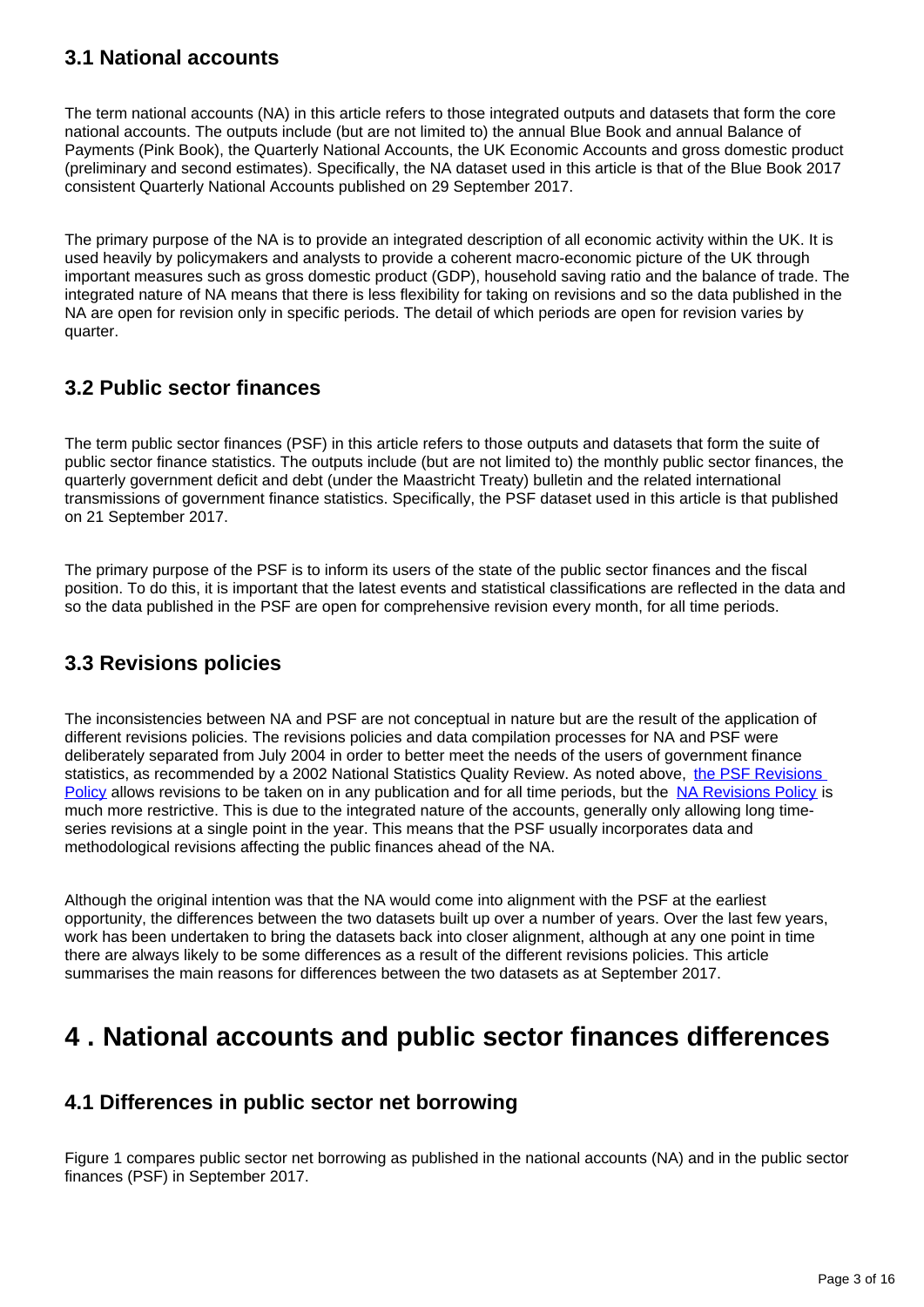### 3.1 National accounts

The term national accounts (NA) in this article refers to those integrated outputs and datasets that form the core national accounts. The outputs include (but are not limited to) the annual Blue Book and annual Balance of Payments (Pink Book), the Quarterly National Accounts, the UK Economic Accounts and gross domestic product (preliminary and second estimates). Specifically, the NA dataset used in this article is that of the Blue Book 2017 consistent Quarterly National Accounts published on 29 September 2017.

The primary purpose of the NA is to provide an integrated description of all economic activity within the UK. It is used heavily by policymakers and analysts to provide a coherent macro-economic picture of the UK through important measures such as gross domestic product (GDP), household saving ratio and the balance of trade. The integrated nature of NA means that there is less flexibility for taking on revisions and so the data published in the NA are open for revision only in specific periods. The detail of which periods are open for revision varies by quarter.

### 3.2 Public sector finances

The term public sector finances (PSF) in this article refers to those outputs and datasets that form the suite of public sector finance statistics. The outputs include (but are not limited to) the monthly public sector finances, the quarterly government deficit and debt (under the Maastricht Treaty) bulletin and the related international transmissions of government finance statistics. Specifically, the PSF dataset used in this article is that published on 21 September 2017.

The primary purpose of the PSF is to inform its users of the state of the public sector finances and the fiscal position. To do this, it is important that the latest events and statistical classifications are reflected in the data and so the data published in the PSF are open for comprehensive revision every month, for all time periods.

### 3.3 Revisions policies

The inconsistencies between NA and PSF are not conceptual in nature but are the result of the application of different revisions policies. The revisions policies and data compilation processes for NA and PSF were deliberately separated from July 2004 in order to better meet the needs of the users of government finance statistics, as recommended by a 2002 National Statistics Quality Review. As noted above, the PSF Revisions Policy allows revisions to be taken on in any publication and for all time periods, but the NA Revisions Policy is much more restrictive. This is due to the integrated nature of the accounts, generally only allowing long time-series revisions at a single point in the year. This means that the PSF usually incorporates data and methodological revisions affecting the public finances ahead of the NA.

Although the original intention was that the NA would come into alignment with the PSF at the earliest opportunity, the differences between the two datasets built up over a number of years. Over the last few years, work has been undertaken to bring the datasets back into closer alignment, although at any one point in time there are always likely to be some differences as a result of the different revisions policies. This article summarises the main reasons for differences between the two datasets as at September 2017.

## 4 . National accounts and public sector finances differences

### 4.1 Differences in public sector net borrowing

Figure 1 compares public sector net borrowing as published in the national accounts (NA) and in the public sector finances (PSF) in September 2017.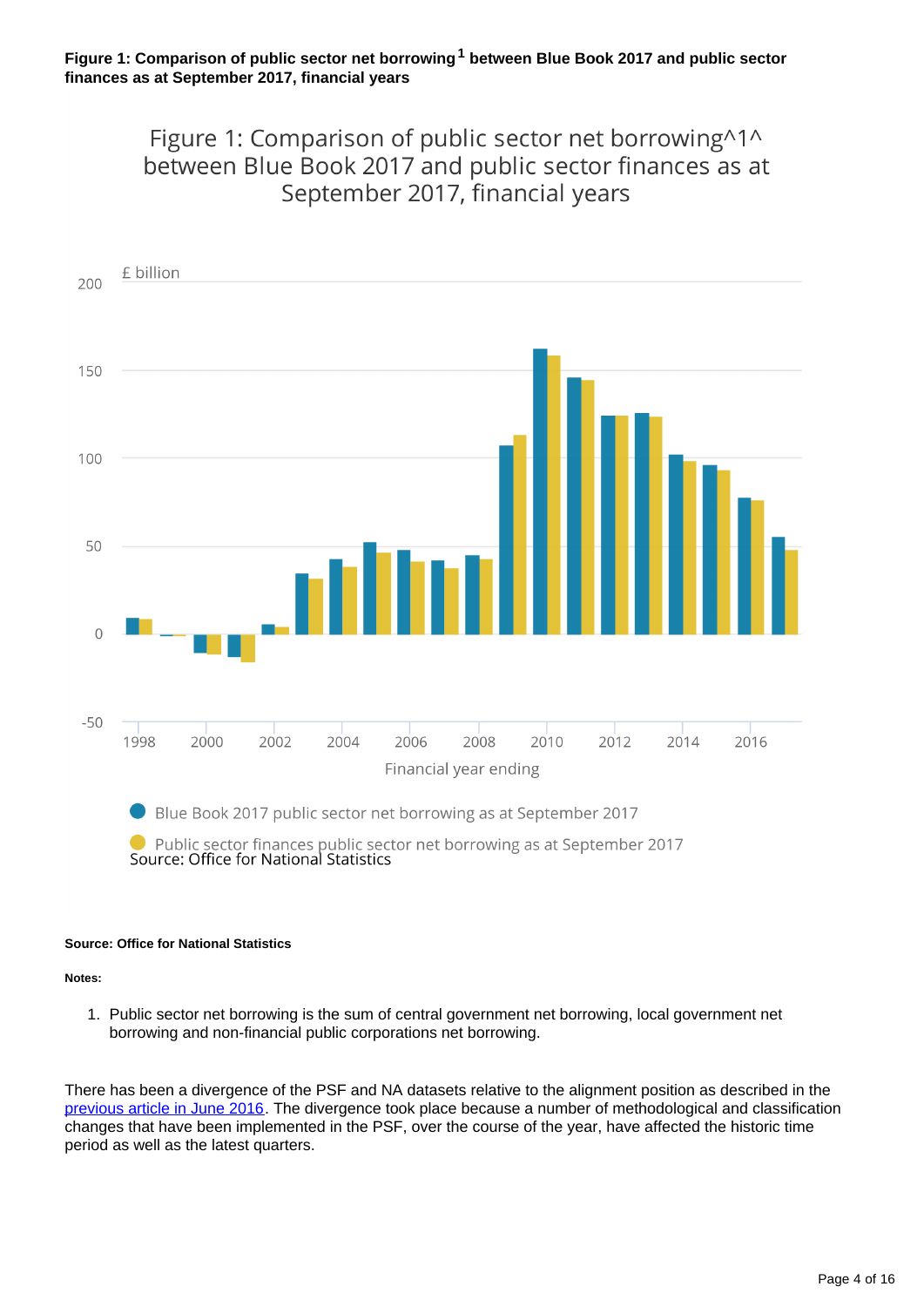**Figure 1: Comparison of public sector net borrowing[1] between Blue Book 2017 and public sector finances as at September 2017, financial years**

Figure 1: Comparison of public sector net borrowing^1^ between Blue Book 2017 and public sector finances as at September 2017, financial years

£ billion

Financial year ending

Blue Book 2017 public sector net borrowing as at September 2017

Public sector finances public sector net borrowing as at September 2017

Source: Office for National Statistics

**Source: Office for National Statistics**

**Notes:**

1. Public sector net borrowing is the sum of central government net borrowing, local government net borrowing and non-financial public corporations net borrowing.

There has been a divergence of the PSF and NA datasets relative to the alignment position as described in the previous article in June 2016. The divergence took place because a number of methodological and classification changes that have been implemented in the PSF, over the course of the year, have affected the historic time period as well as the latest quarters.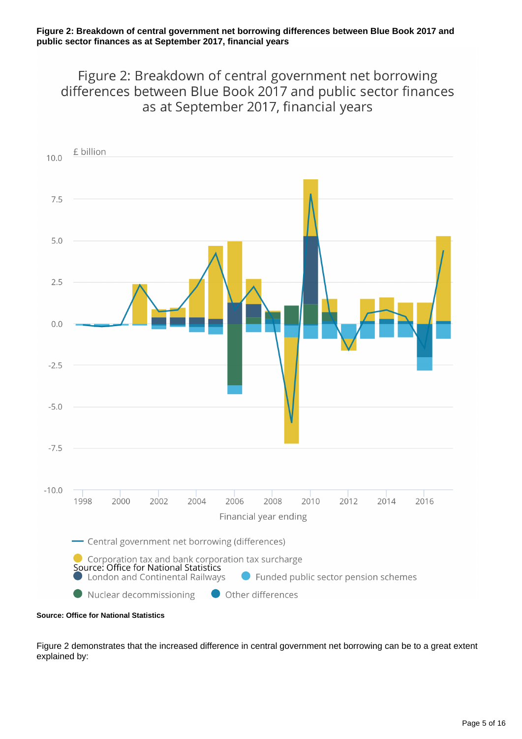**Figure 2: Breakdown of central government net borrowing differences between Blue Book 2017 and public sector finances as at September 2017, financial years**

Figure 2: Breakdown of central government net borrowing differences between Blue Book 2017 and public sector finances as at September 2017, financial years

£ billion

Financial year ending

Central government net borrowing (differences)

Corporation tax and bank corporation tax surcharge

London and Continental Railways

Funded public sector pension schemes

Nuclear decommissioning

Other differences

Source: Office for National Statistics

**Source: Office for National Statistics**

Figure 2 demonstrates that the increased difference in central government net borrowing can be to a great extent explained by: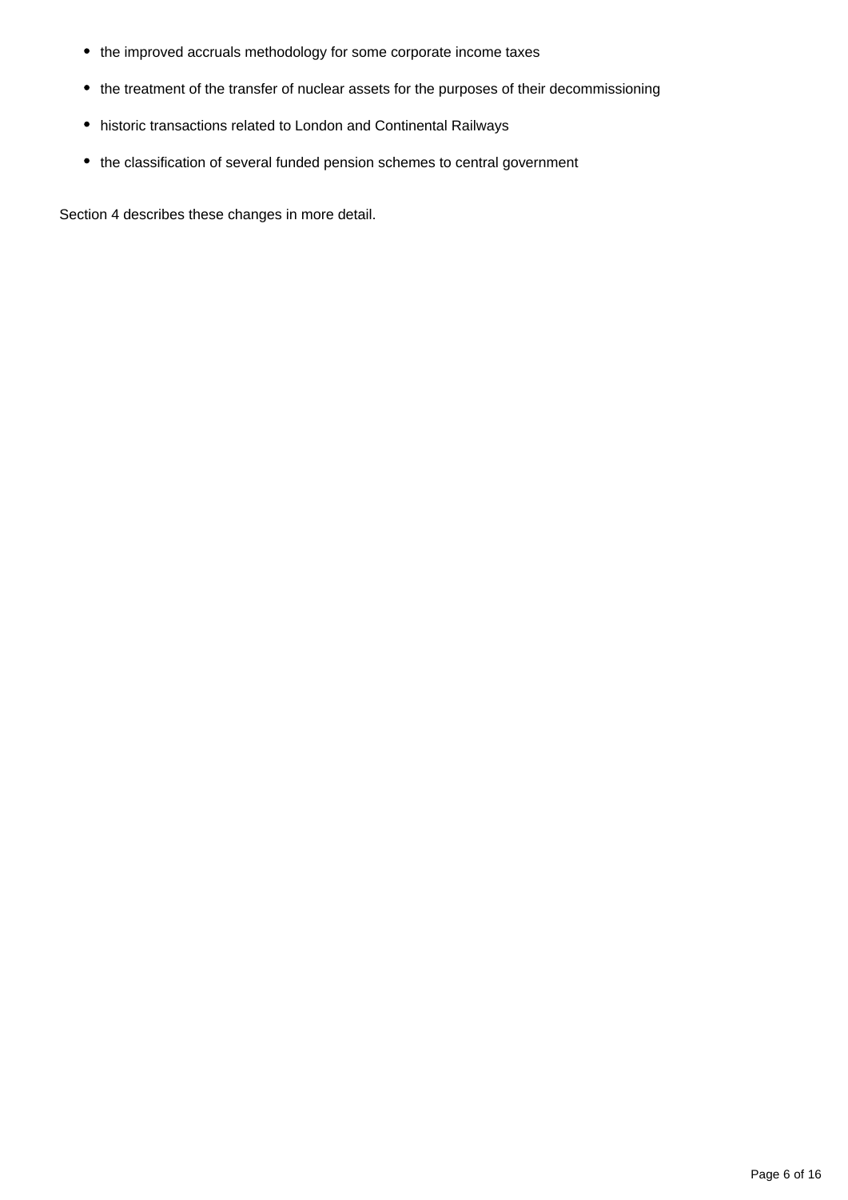- the improved accruals methodology for some corporate income taxes
- the treatment of the transfer of nuclear assets for the purposes of their decommissioning
- historic transactions related to London and Continental Railways
- the classification of several funded pension schemes to central government

Section 4 describes these changes in more detail.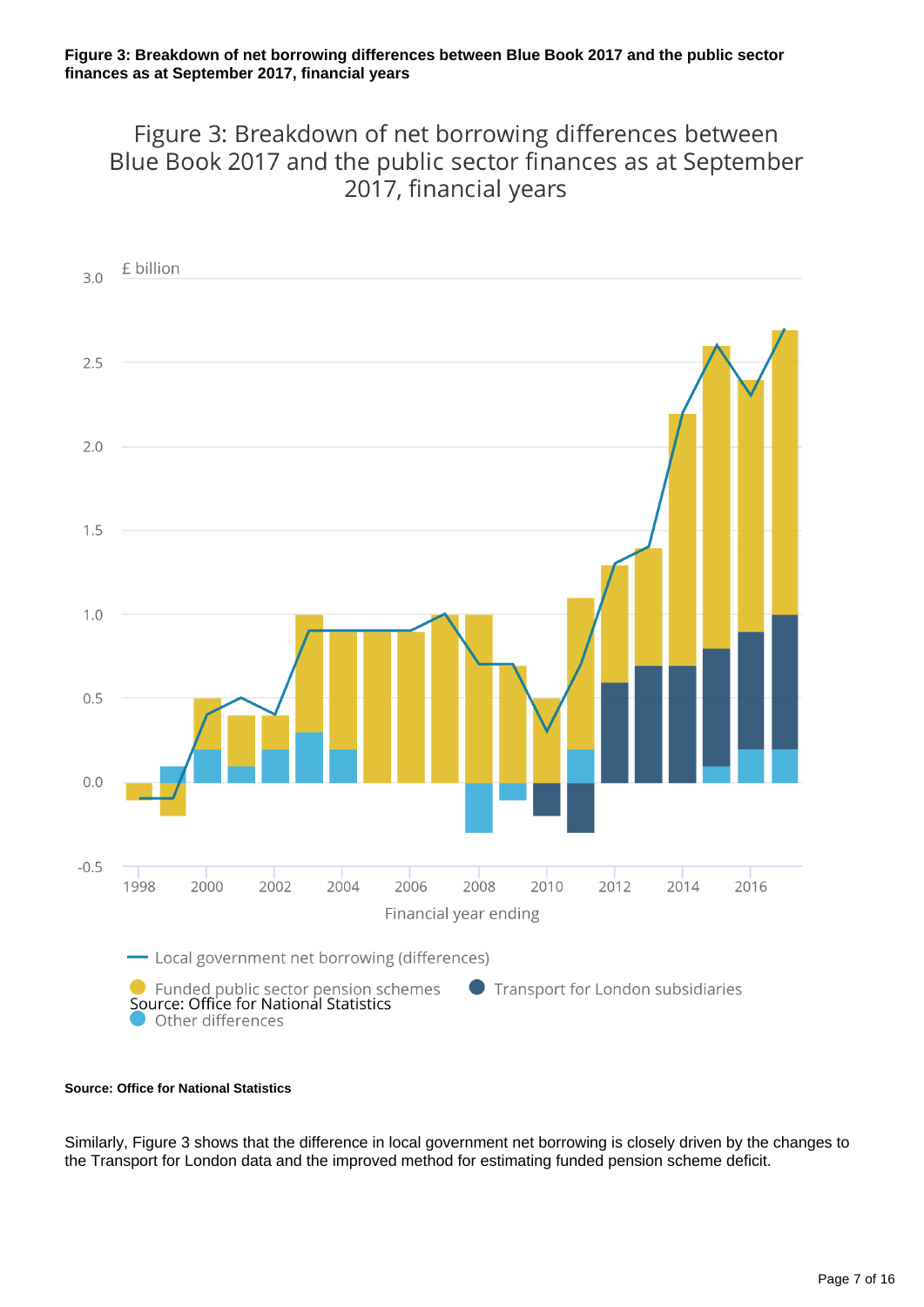**Figure 3: Breakdown of net borrowing differences between Blue Book 2017 and the public sector finances as at September 2017, financial years**

**Source: Office for National Statistics**

Similarly, Figure 3 shows that the difference in local government net borrowing is closely driven by the changes to the Transport for London data and the improved method for estimating funded pension scheme deficit.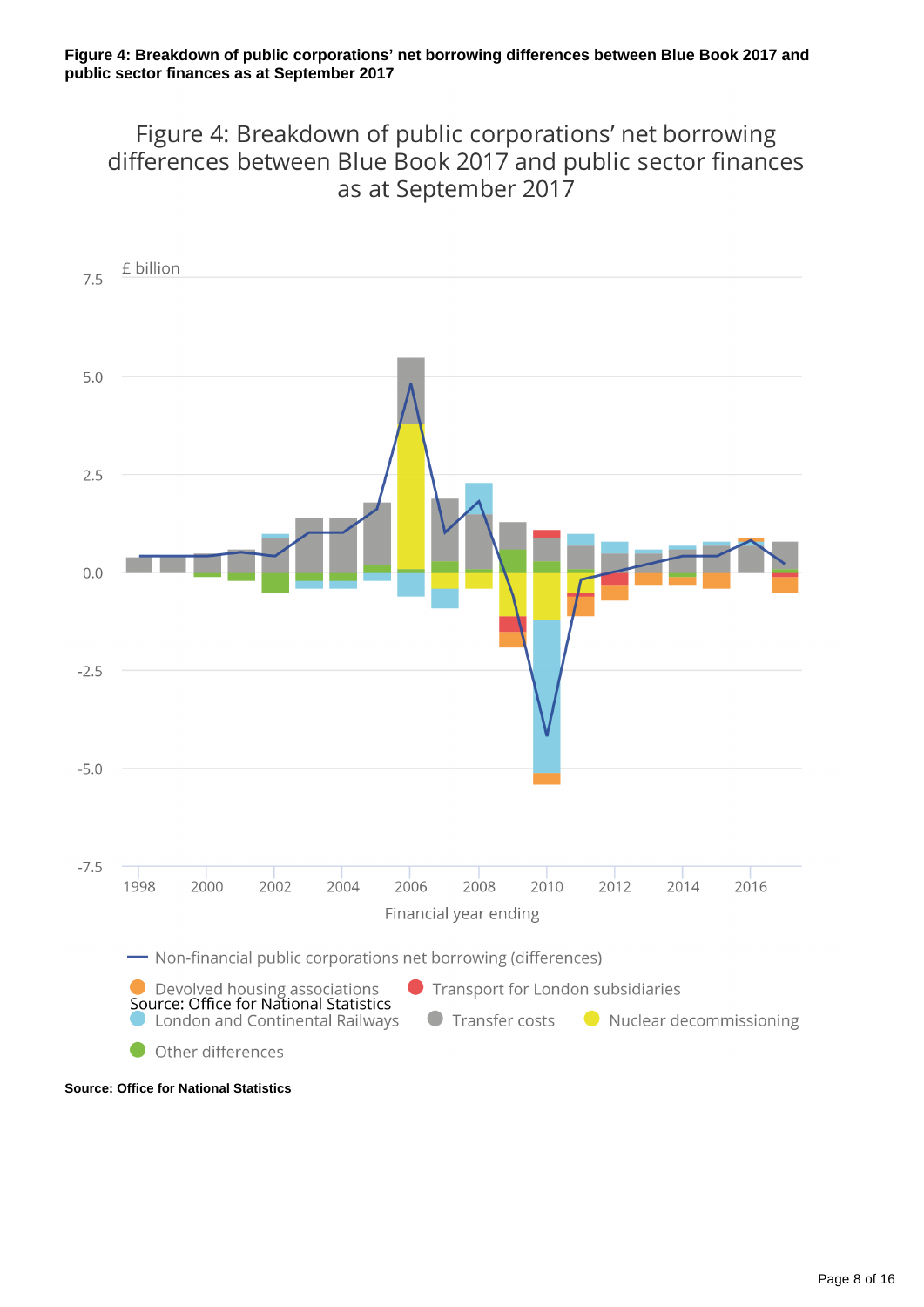**Figure 4: Breakdown of public corporations' net borrowing differences between Blue Book 2017 and public sector finances as at September 2017**

Figure 4: Breakdown of public corporations' net borrowing differences between Blue Book 2017 and public sector finances as at September 2017

£ billion

Financial year ending

- Non-financial public corporations net borrowing (differences)
- Devolved housing associations
- Transport for London subsidiaries
- London and Continental Railways
- Transfer costs
- Nuclear decommissioning
- Other differences

Source: Office for National Statistics

**Source: Office for National Statistics**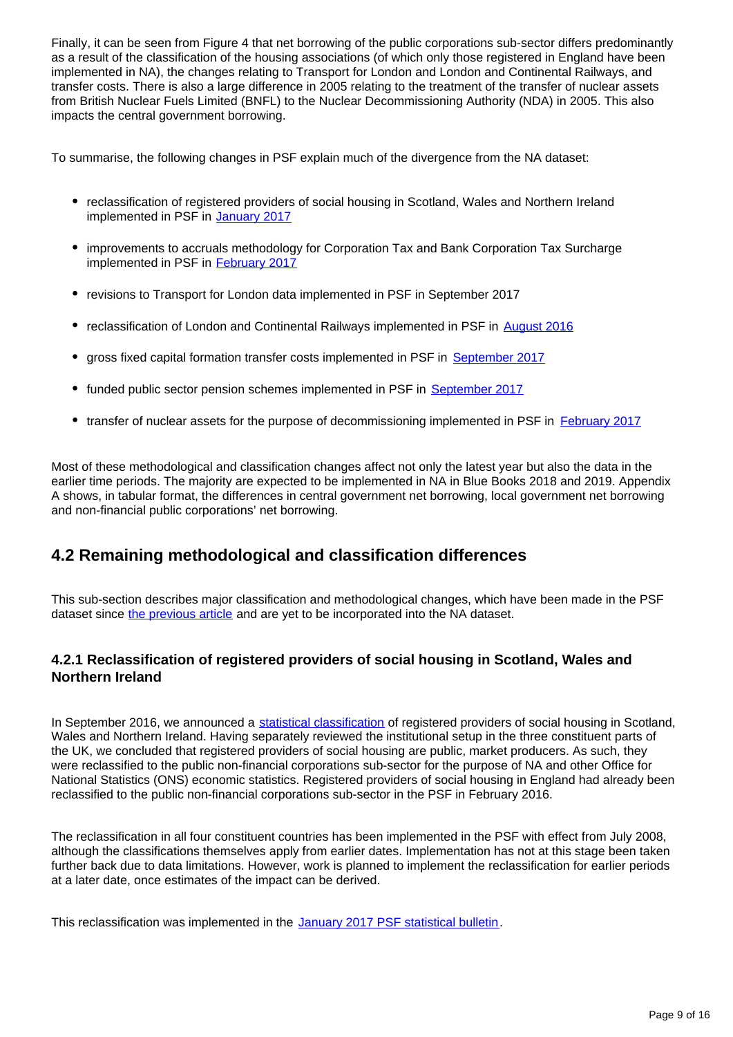Finally, it can be seen from Figure 4 that net borrowing of the public corporations sub-sector differs predominantly as a result of the classification of the housing associations (of which only those registered in England have been implemented in NA), the changes relating to Transport for London and London and Continental Railways, and transfer costs. There is also a large difference in 2005 relating to the treatment of the transfer of nuclear assets from British Nuclear Fuels Limited (BNFL) to the Nuclear Decommissioning Authority (NDA) in 2005. This also impacts the central government borrowing.

To summarise, the following changes in PSF explain much of the divergence from the NA dataset:

- reclassification of registered providers of social housing in Scotland, Wales and Northern Ireland implemented in PSF in January 2017
- improvements to accruals methodology for Corporation Tax and Bank Corporation Tax Surcharge implemented in PSF in February 2017
- revisions to Transport for London data implemented in PSF in September 2017
- reclassification of London and Continental Railways implemented in PSF in August 2016
- gross fixed capital formation transfer costs implemented in PSF in September 2017
- funded public sector pension schemes implemented in PSF in September 2017
- transfer of nuclear assets for the purpose of decommissioning implemented in PSF in February 2017

Most of these methodological and classification changes affect not only the latest year but also the data in the earlier time periods. The majority are expected to be implemented in NA in Blue Books 2018 and 2019. Appendix A shows, in tabular format, the differences in central government net borrowing, local government net borrowing and non-financial public corporations' net borrowing.

## 4.2 Remaining methodological and classification differences

This sub-section describes major classification and methodological changes, which have been made in the PSF dataset since the previous article and are yet to be incorporated into the NA dataset.

### 4.2.1 Reclassification of registered providers of social housing in Scotland, Wales and Northern Ireland

In September 2016, we announced a statistical classification of registered providers of social housing in Scotland, Wales and Northern Ireland. Having separately reviewed the institutional setup in the three constituent parts of the UK, we concluded that registered providers of social housing are public, market producers. As such, they were reclassified to the public non-financial corporations sub-sector for the purpose of NA and other Office for National Statistics (ONS) economic statistics. Registered providers of social housing in England had already been reclassified to the public non-financial corporations sub-sector in the PSF in February 2016.

The reclassification in all four constituent countries has been implemented in the PSF with effect from July 2008, although the classifications themselves apply from earlier dates. Implementation has not at this stage been taken further back due to data limitations. However, work is planned to implement the reclassification for earlier periods at a later date, once estimates of the impact can be derived.

This reclassification was implemented in the January 2017 PSF statistical bulletin.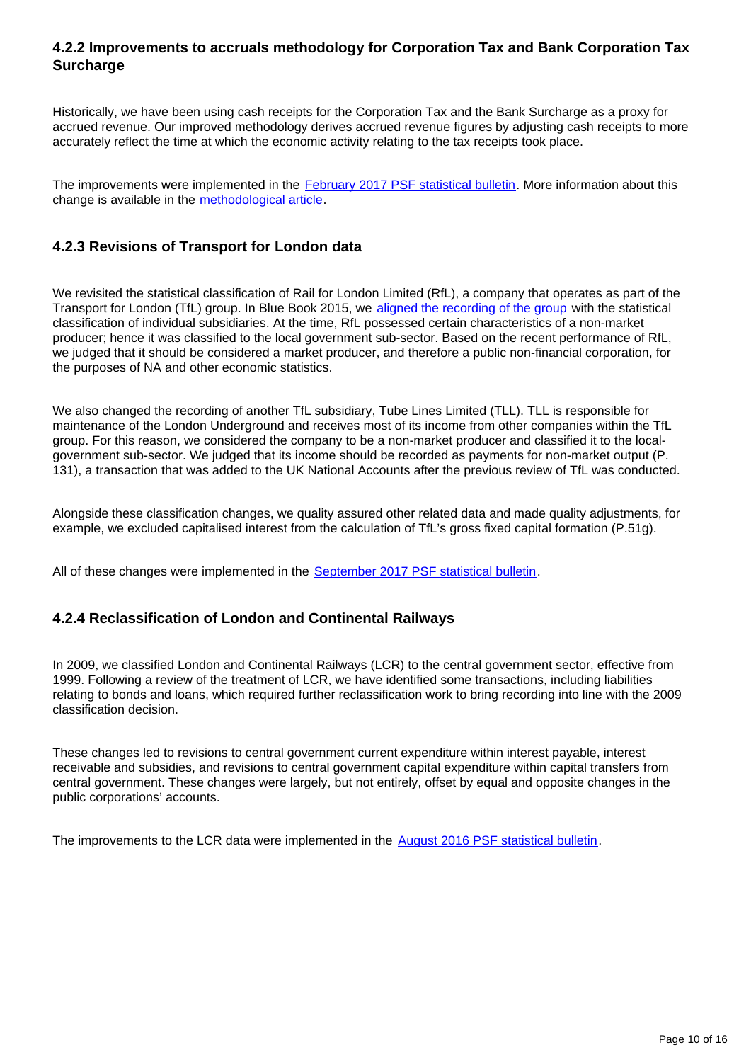### 4.2.2 Improvements to accruals methodology for Corporation Tax and Bank Corporation Tax Surcharge

Historically, we have been using cash receipts for the Corporation Tax and the Bank Surcharge as a proxy for accrued revenue. Our improved methodology derives accrued revenue figures by adjusting cash receipts to more accurately reflect the time at which the economic activity relating to the tax receipts took place.

The improvements were implemented in the February 2017 PSF statistical bulletin. More information about this change is available in the methodological article.

### 4.2.3 Revisions of Transport for London data

We revisited the statistical classification of Rail for London Limited (RfL), a company that operates as part of the Transport for London (TfL) group. In Blue Book 2015, we aligned the recording of the group with the statistical classification of individual subsidiaries. At the time, RfL possessed certain characteristics of a non-market producer; hence it was classified to the local government sub-sector. Based on the recent performance of RfL, we judged that it should be considered a market producer, and therefore a public non-financial corporation, for the purposes of NA and other economic statistics.

We also changed the recording of another TfL subsidiary, Tube Lines Limited (TLL). TLL is responsible for maintenance of the London Underground and receives most of its income from other companies within the TfL group. For this reason, we considered the company to be a non-market producer and classified it to the local-government sub-sector. We judged that its income should be recorded as payments for non-market output (P. 131), a transaction that was added to the UK National Accounts after the previous review of TfL was conducted.

Alongside these classification changes, we quality assured other related data and made quality adjustments, for example, we excluded capitalised interest from the calculation of TfL's gross fixed capital formation (P.51g).

All of these changes were implemented in the September 2017 PSF statistical bulletin.

### 4.2.4 Reclassification of London and Continental Railways

In 2009, we classified London and Continental Railways (LCR) to the central government sector, effective from 1999. Following a review of the treatment of LCR, we have identified some transactions, including liabilities relating to bonds and loans, which required further reclassification work to bring recording into line with the 2009 classification decision.

These changes led to revisions to central government current expenditure within interest payable, interest receivable and subsidies, and revisions to central government capital expenditure within capital transfers from central government. These changes were largely, but not entirely, offset by equal and opposite changes in the public corporations' accounts.

The improvements to the LCR data were implemented in the August 2016 PSF statistical bulletin.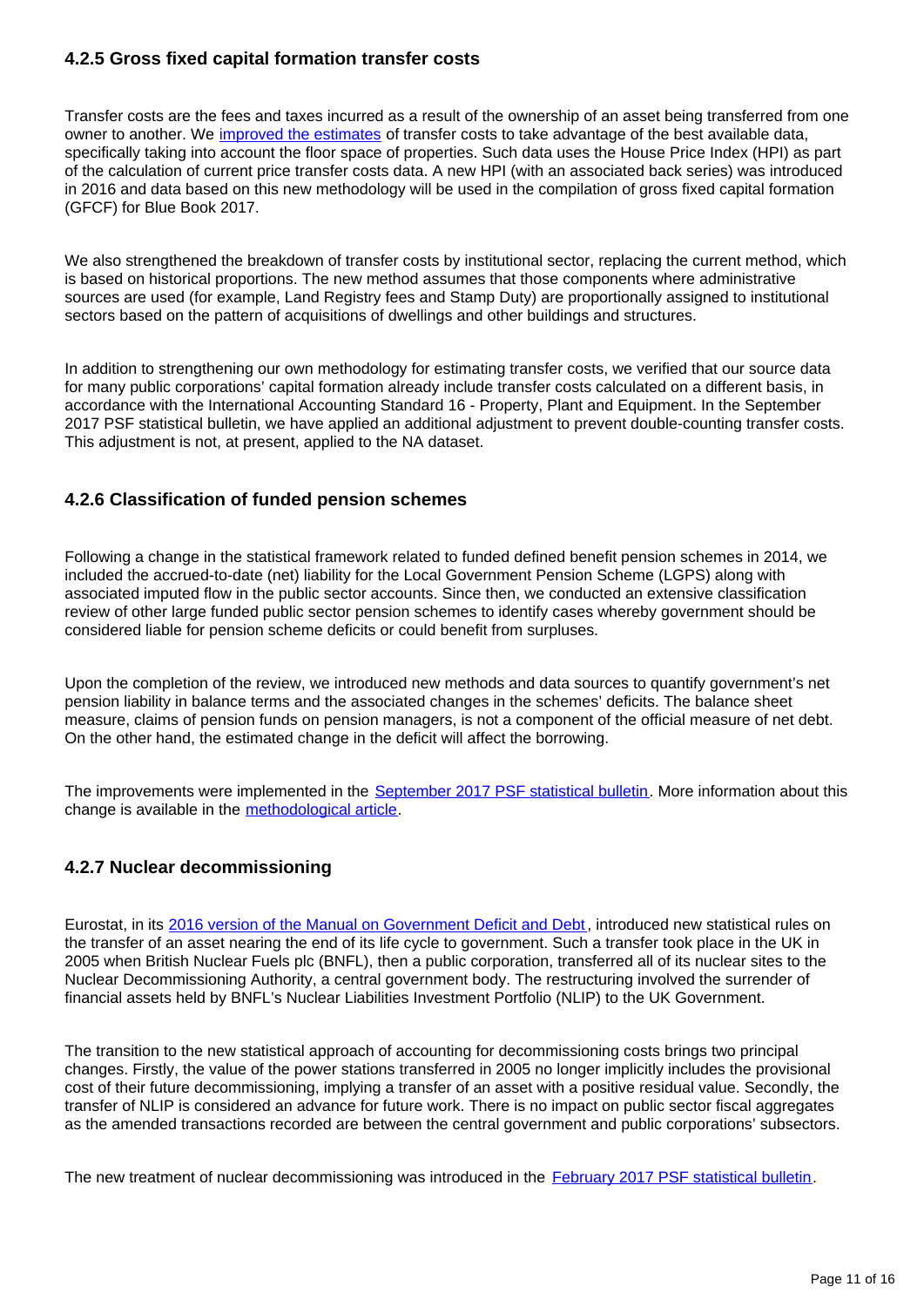### 4.2.5 Gross fixed capital formation transfer costs

Transfer costs are the fees and taxes incurred as a result of the ownership of an asset being transferred from one owner to another. We improved the estimates of transfer costs to take advantage of the best available data, specifically taking into account the floor space of properties. Such data uses the House Price Index (HPI) as part of the calculation of current price transfer costs data. A new HPI (with an associated back series) was introduced in 2016 and data based on this new methodology will be used in the compilation of gross fixed capital formation (GFCF) for Blue Book 2017.

We also strengthened the breakdown of transfer costs by institutional sector, replacing the current method, which is based on historical proportions. The new method assumes that those components where administrative sources are used (for example, Land Registry fees and Stamp Duty) are proportionally assigned to institutional sectors based on the pattern of acquisitions of dwellings and other buildings and structures.

In addition to strengthening our own methodology for estimating transfer costs, we verified that our source data for many public corporations' capital formation already include transfer costs calculated on a different basis, in accordance with the International Accounting Standard 16 - Property, Plant and Equipment. In the September 2017 PSF statistical bulletin, we have applied an additional adjustment to prevent double-counting transfer costs. This adjustment is not, at present, applied to the NA dataset.

### 4.2.6 Classification of funded pension schemes

Following a change in the statistical framework related to funded defined benefit pension schemes in 2014, we included the accrued-to-date (net) liability for the Local Government Pension Scheme (LGPS) along with associated imputed flow in the public sector accounts. Since then, we conducted an extensive classification review of other large funded public sector pension schemes to identify cases whereby government should be considered liable for pension scheme deficits or could benefit from surpluses.

Upon the completion of the review, we introduced new methods and data sources to quantify government's net pension liability in balance terms and the associated changes in the schemes' deficits. The balance sheet measure, claims of pension funds on pension managers, is not a component of the official measure of net debt. On the other hand, the estimated change in the deficit will affect the borrowing.

The improvements were implemented in the September 2017 PSF statistical bulletin. More information about this change is available in the methodological article.

### 4.2.7 Nuclear decommissioning

Eurostat, in its 2016 version of the Manual on Government Deficit and Debt, introduced new statistical rules on the transfer of an asset nearing the end of its life cycle to government. Such a transfer took place in the UK in 2005 when British Nuclear Fuels plc (BNFL), then a public corporation, transferred all of its nuclear sites to the Nuclear Decommissioning Authority, a central government body. The restructuring involved the surrender of financial assets held by BNFL's Nuclear Liabilities Investment Portfolio (NLIP) to the UK Government.

The transition to the new statistical approach of accounting for decommissioning costs brings two principal changes. Firstly, the value of the power stations transferred in 2005 no longer implicitly includes the provisional cost of their future decommissioning, implying a transfer of an asset with a positive residual value. Secondly, the transfer of NLIP is considered an advance for future work. There is no impact on public sector fiscal aggregates as the amended transactions recorded are between the central government and public corporations' subsectors.

The new treatment of nuclear decommissioning was introduced in the February 2017 PSF statistical bulletin.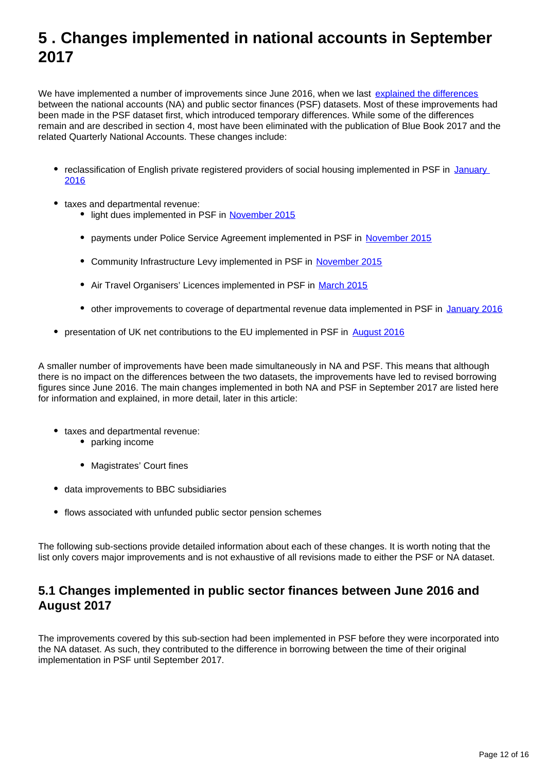# 5 . Changes implemented in national accounts in September 2017

We have implemented a number of improvements since June 2016, when we last [explained the differences](explained the differences) between the national accounts (NA) and public sector finances (PSF) datasets. Most of these improvements had been made in the PSF dataset first, which introduced temporary differences. While some of the differences remain and are described in section 4, most have been eliminated with the publication of Blue Book 2017 and the related Quarterly National Accounts. These changes include:

- reclassification of English private registered providers of social housing implemented in PSF in January 2016
- taxes and departmental revenue:
    - light dues implemented in PSF in November 2015
    - payments under Police Service Agreement implemented in PSF in November 2015
    - Community Infrastructure Levy implemented in PSF in November 2015
    - Air Travel Organisers' Licences implemented in PSF in March 2015
    - other improvements to coverage of departmental revenue data implemented in PSF in January 2016
- presentation of UK net contributions to the EU implemented in PSF in August 2016

A smaller number of improvements have been made simultaneously in NA and PSF. This means that although there is no impact on the differences between the two datasets, the improvements have led to revised borrowing figures since June 2016. The main changes implemented in both NA and PSF in September 2017 are listed here for information and explained, in more detail, later in this article:

- taxes and departmental revenue:
    - parking income
    - Magistrates' Court fines
- data improvements to BBC subsidiaries
- flows associated with unfunded public sector pension schemes

The following sub-sections provide detailed information about each of these changes. It is worth noting that the list only covers major improvements and is not exhaustive of all revisions made to either the PSF or NA dataset.

## 5.1 Changes implemented in public sector finances between June 2016 and August 2017

The improvements covered by this sub-section had been implemented in PSF before they were incorporated into the NA dataset. As such, they contributed to the difference in borrowing between the time of their original implementation in PSF until September 2017.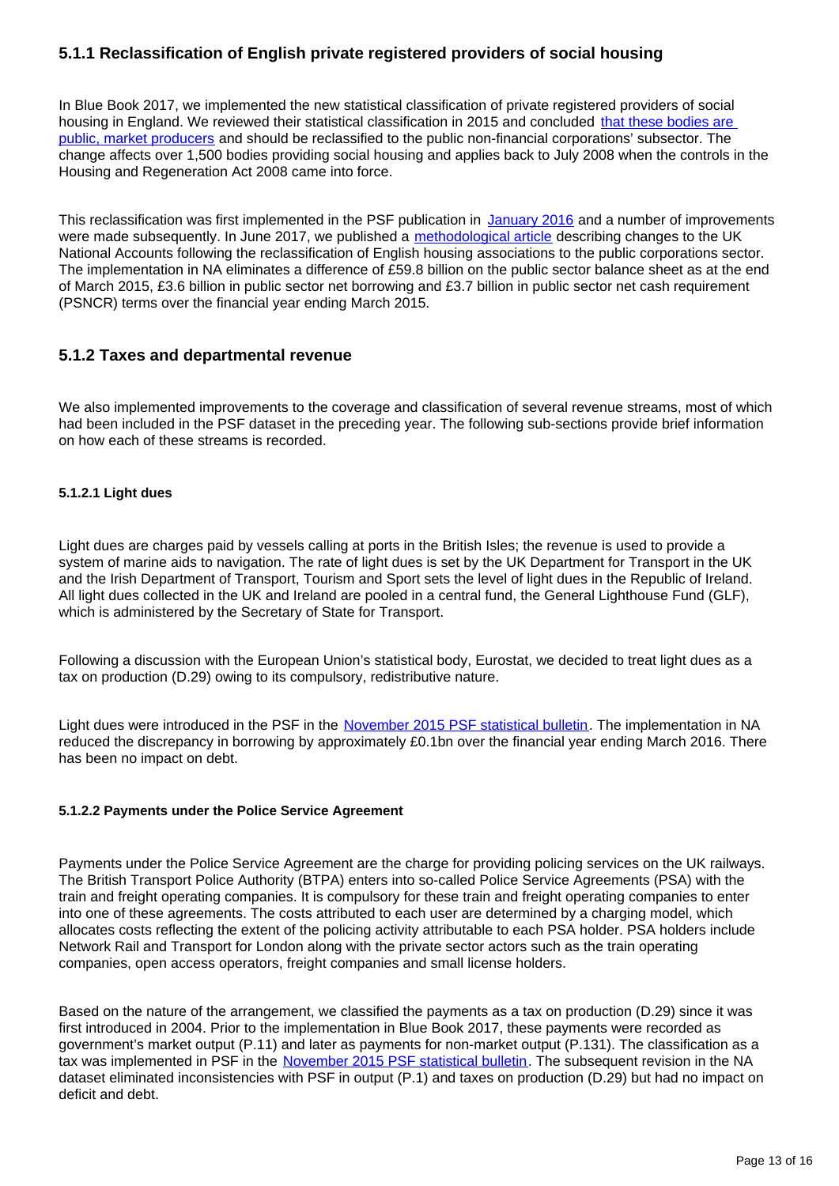### 5.1.1 Reclassification of English private registered providers of social housing

In Blue Book 2017, we implemented the new statistical classification of private registered providers of social housing in England. We reviewed their statistical classification in 2015 and concluded [that these bodies are public, market producers](#) and should be reclassified to the public non-financial corporations' subsector. The change affects over 1,500 bodies providing social housing and applies back to July 2008 when the controls in the Housing and Regeneration Act 2008 came into force.

This reclassification was first implemented in the PSF publication in [January 2016](#) and a number of improvements were made subsequently. In June 2017, we published a [methodological article](#) describing changes to the UK National Accounts following the reclassification of English housing associations to the public corporations sector. The implementation in NA eliminates a difference of £59.8 billion on the public sector balance sheet as at the end of March 2015, £3.6 billion in public sector net borrowing and £3.7 billion in public sector net cash requirement (PSNCR) terms over the financial year ending March 2015.

### 5.1.2 Taxes and departmental revenue

We also implemented improvements to the coverage and classification of several revenue streams, most of which had been included in the PSF dataset in the preceding year. The following sub-sections provide brief information on how each of these streams is recorded.

#### 5.1.2.1 Light dues

Light dues are charges paid by vessels calling at ports in the British Isles; the revenue is used to provide a system of marine aids to navigation. The rate of light dues is set by the UK Department for Transport in the UK and the Irish Department of Transport, Tourism and Sport sets the level of light dues in the Republic of Ireland. All light dues collected in the UK and Ireland are pooled in a central fund, the General Lighthouse Fund (GLF), which is administered by the Secretary of State for Transport.

Following a discussion with the European Union's statistical body, Eurostat, we decided to treat light dues as a tax on production (D.29) owing to its compulsory, redistributive nature.

Light dues were introduced in the PSF in the [November 2015 PSF statistical bulletin](#). The implementation in NA reduced the discrepancy in borrowing by approximately £0.1bn over the financial year ending March 2016. There has been no impact on debt.

#### 5.1.2.2 Payments under the Police Service Agreement

Payments under the Police Service Agreement are the charge for providing policing services on the UK railways. The British Transport Police Authority (BTPA) enters into so-called Police Service Agreements (PSA) with the train and freight operating companies. It is compulsory for these train and freight operating companies to enter into one of these agreements. The costs attributed to each user are determined by a charging model, which allocates costs reflecting the extent of the policing activity attributable to each PSA holder. PSA holders include Network Rail and Transport for London along with the private sector actors such as the train operating companies, open access operators, freight companies and small license holders.

Based on the nature of the arrangement, we classified the payments as a tax on production (D.29) since it was first introduced in 2004. Prior to the implementation in Blue Book 2017, these payments were recorded as government's market output (P.11) and later as payments for non-market output (P.131). The classification as a tax was implemented in PSF in the [November 2015 PSF statistical bulletin](#). The subsequent revision in the NA dataset eliminated inconsistencies with PSF in output (P.1) and taxes on production (D.29) but had no impact on deficit and debt.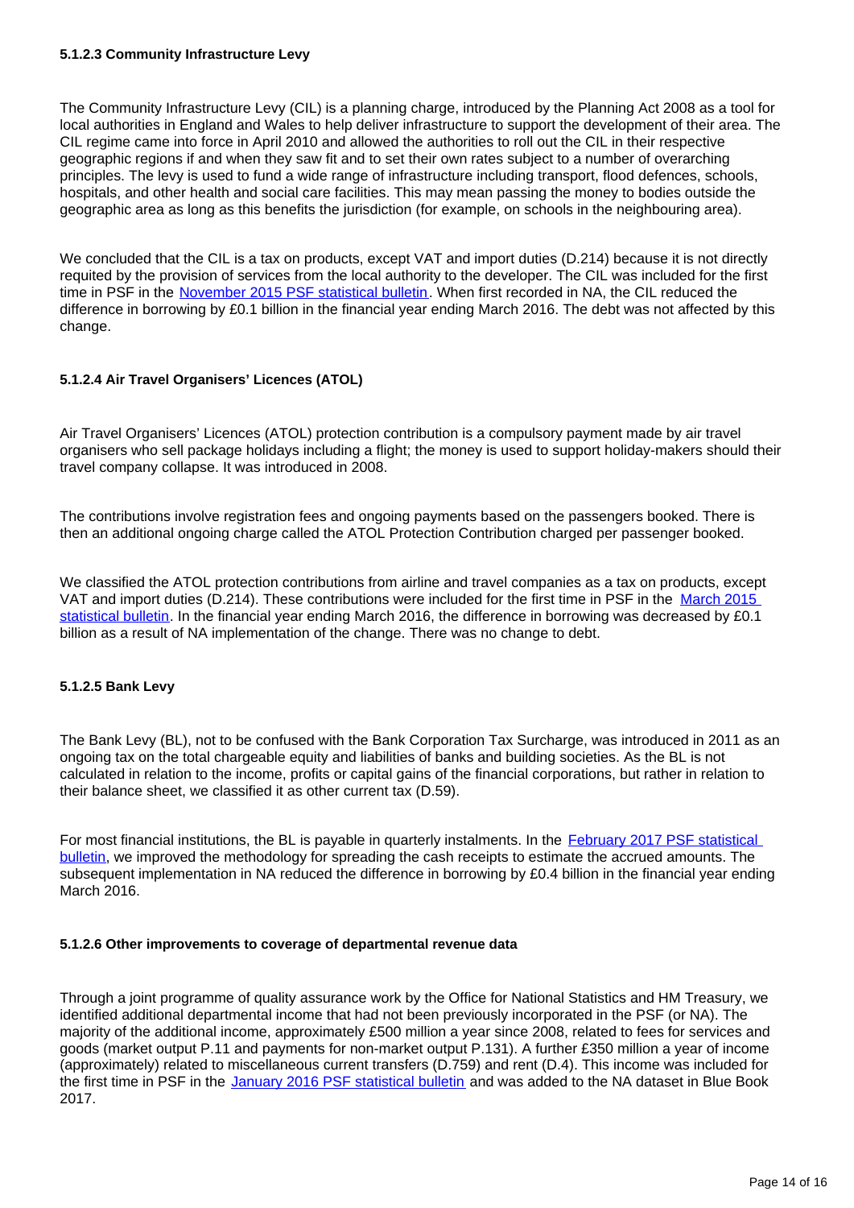#### 5.1.2.3 Community Infrastructure Levy

The Community Infrastructure Levy (CIL) is a planning charge, introduced by the Planning Act 2008 as a tool for local authorities in England and Wales to help deliver infrastructure to support the development of their area. The CIL regime came into force in April 2010 and allowed the authorities to roll out the CIL in their respective geographic regions if and when they saw fit and to set their own rates subject to a number of overarching principles. The levy is used to fund a wide range of infrastructure including transport, flood defences, schools, hospitals, and other health and social care facilities. This may mean passing the money to bodies outside the geographic area as long as this benefits the jurisdiction (for example, on schools in the neighbouring area).

We concluded that the CIL is a tax on products, except VAT and import duties (D.214) because it is not directly requited by the provision of services from the local authority to the developer. The CIL was included for the first time in PSF in the [November 2015 PSF statistical bulletin](). When first recorded in NA, the CIL reduced the difference in borrowing by £0.1 billion in the financial year ending March 2016. The debt was not affected by this change.

#### 5.1.2.4 Air Travel Organisers' Licences (ATOL)

Air Travel Organisers' Licences (ATOL) protection contribution is a compulsory payment made by air travel organisers who sell package holidays including a flight; the money is used to support holiday-makers should their travel company collapse. It was introduced in 2008.

The contributions involve registration fees and ongoing payments based on the passengers booked. There is then an additional ongoing charge called the ATOL Protection Contribution charged per passenger booked.

We classified the ATOL protection contributions from airline and travel companies as a tax on products, except VAT and import duties (D.214). These contributions were included for the first time in PSF in the [March 2015 statistical bulletin](). In the financial year ending March 2016, the difference in borrowing was decreased by £0.1 billion as a result of NA implementation of the change. There was no change to debt.

#### 5.1.2.5 Bank Levy

The Bank Levy (BL), not to be confused with the Bank Corporation Tax Surcharge, was introduced in 2011 as an ongoing tax on the total chargeable equity and liabilities of banks and building societies. As the BL is not calculated in relation to the income, profits or capital gains of the financial corporations, but rather in relation to their balance sheet, we classified it as other current tax (D.59).

For most financial institutions, the BL is payable in quarterly instalments. In the [February 2017 PSF statistical bulletin](), we improved the methodology for spreading the cash receipts to estimate the accrued amounts. The subsequent implementation in NA reduced the difference in borrowing by £0.4 billion in the financial year ending March 2016.

#### 5.1.2.6 Other improvements to coverage of departmental revenue data

Through a joint programme of quality assurance work by the Office for National Statistics and HM Treasury, we identified additional departmental income that had not been previously incorporated in the PSF (or NA). The majority of the additional income, approximately £500 million a year since 2008, related to fees for services and goods (market output P.11 and payments for non-market output P.131). A further £350 million a year of income (approximately) related to miscellaneous current transfers (D.759) and rent (D.4). This income was included for the first time in PSF in the [January 2016 PSF statistical bulletin]() and was added to the NA dataset in Blue Book 2017.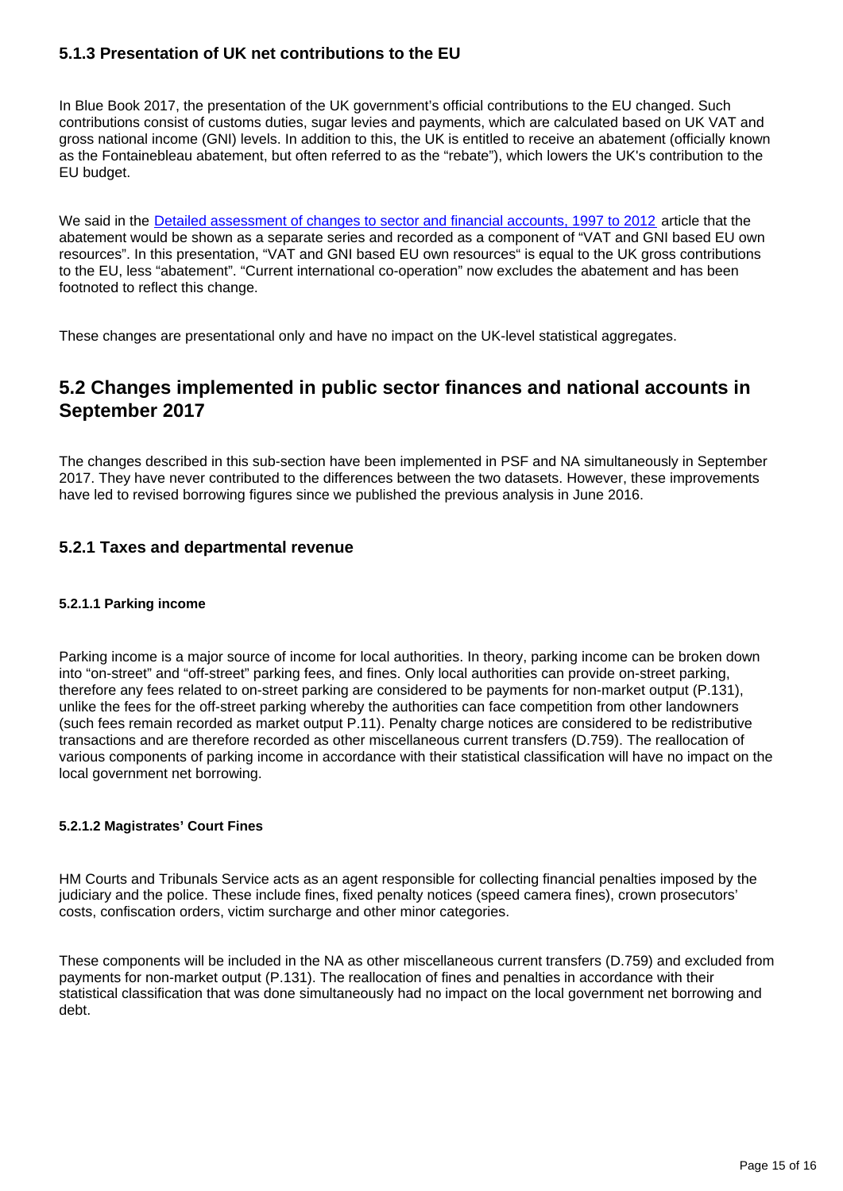### 5.1.3 Presentation of UK net contributions to the EU

In Blue Book 2017, the presentation of the UK government's official contributions to the EU changed. Such contributions consist of customs duties, sugar levies and payments, which are calculated based on UK VAT and gross national income (GNI) levels. In addition to this, the UK is entitled to receive an abatement (officially known as the Fontainebleau abatement, but often referred to as the "rebate"), which lowers the UK's contribution to the EU budget.

We said in the [Detailed assessment of changes to sector and financial accounts, 1997 to 2012](#) article that the abatement would be shown as a separate series and recorded as a component of "VAT and GNI based EU own resources". In this presentation, "VAT and GNI based EU own resources" is equal to the UK gross contributions to the EU, less "abatement". "Current international co-operation" now excludes the abatement and has been footnoted to reflect this change.

These changes are presentational only and have no impact on the UK-level statistical aggregates.

## 5.2 Changes implemented in public sector finances and national accounts in September 2017

The changes described in this sub-section have been implemented in PSF and NA simultaneously in September 2017. They have never contributed to the differences between the two datasets. However, these improvements have led to revised borrowing figures since we published the previous analysis in June 2016.

### 5.2.1 Taxes and departmental revenue

#### 5.2.1.1 Parking income

Parking income is a major source of income for local authorities. In theory, parking income can be broken down into "on-street" and "off-street" parking fees, and fines. Only local authorities can provide on-street parking, therefore any fees related to on-street parking are considered to be payments for non-market output (P.131), unlike the fees for the off-street parking whereby the authorities can face competition from other landowners (such fees remain recorded as market output P.11). Penalty charge notices are considered to be redistributive transactions and are therefore recorded as other miscellaneous current transfers (D.759). The reallocation of various components of parking income in accordance with their statistical classification will have no impact on the local government net borrowing.

#### 5.2.1.2 Magistrates' Court Fines

HM Courts and Tribunals Service acts as an agent responsible for collecting financial penalties imposed by the judiciary and the police. These include fines, fixed penalty notices (speed camera fines), crown prosecutors' costs, confiscation orders, victim surcharge and other minor categories.

These components will be included in the NA as other miscellaneous current transfers (D.759) and excluded from payments for non-market output (P.131). The reallocation of fines and penalties in accordance with their statistical classification that was done simultaneously had no impact on the local government net borrowing and debt.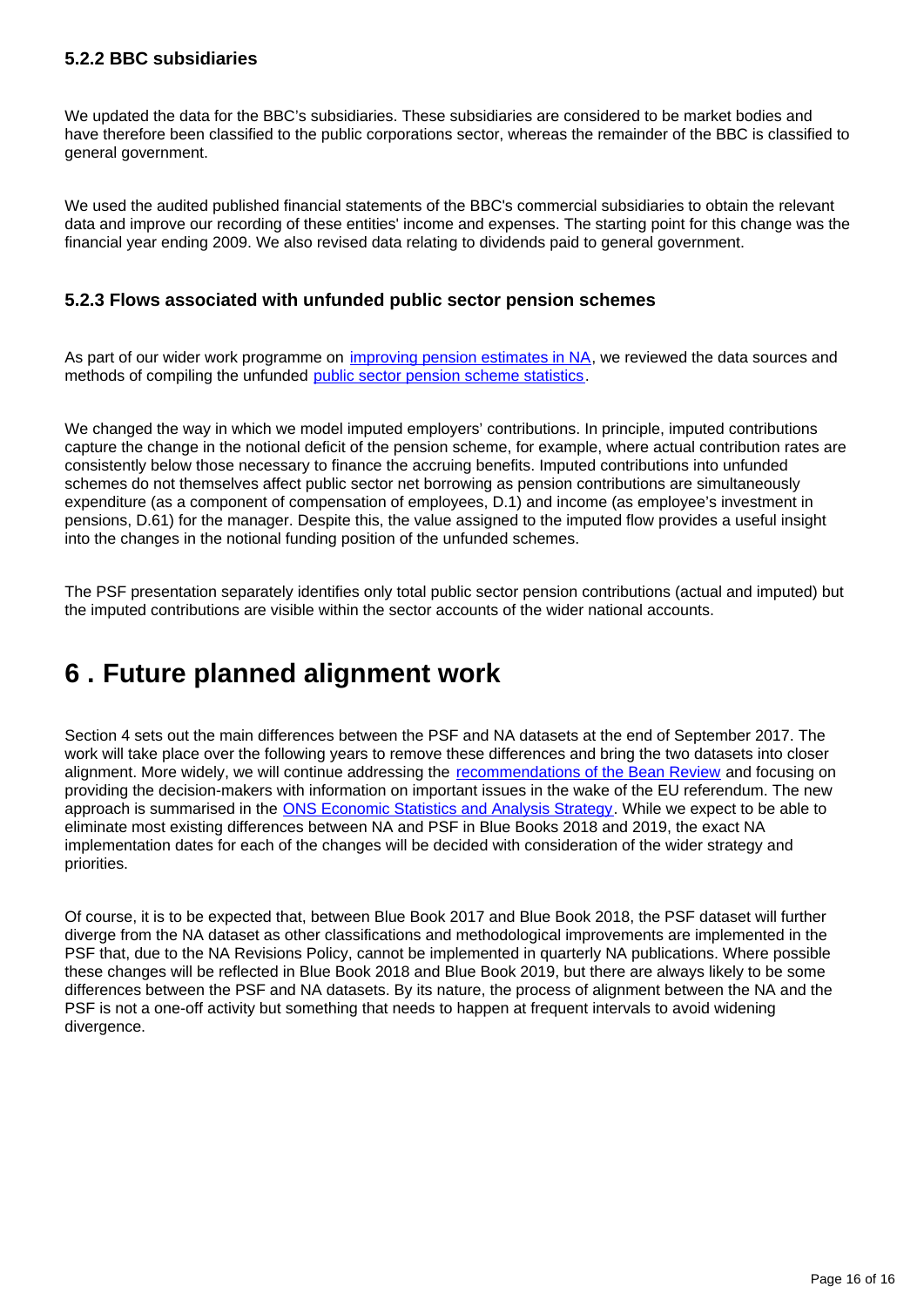### 5.2.2 BBC subsidiaries

We updated the data for the BBC's subsidiaries. These subsidiaries are considered to be market bodies and have therefore been classified to the public corporations sector, whereas the remainder of the BBC is classified to general government.

We used the audited published financial statements of the BBC's commercial subsidiaries to obtain the relevant data and improve our recording of these entities' income and expenses. The starting point for this change was the financial year ending 2009. We also revised data relating to dividends paid to general government.

### 5.2.3 Flows associated with unfunded public sector pension schemes

As part of our wider work programme on improving pension estimates in NA, we reviewed the data sources and methods of compiling the unfunded public sector pension scheme statistics.

We changed the way in which we model imputed employers' contributions. In principle, imputed contributions capture the change in the notional deficit of the pension scheme, for example, where actual contribution rates are consistently below those necessary to finance the accruing benefits. Imputed contributions into unfunded schemes do not themselves affect public sector net borrowing as pension contributions are simultaneously expenditure (as a component of compensation of employees, D.1) and income (as employee's investment in pensions, D.61) for the manager. Despite this, the value assigned to the imputed flow provides a useful insight into the changes in the notional funding position of the unfunded schemes.

The PSF presentation separately identifies only total public sector pension contributions (actual and imputed) but the imputed contributions are visible within the sector accounts of the wider national accounts.

## 6 . Future planned alignment work

Section 4 sets out the main differences between the PSF and NA datasets at the end of September 2017. The work will take place over the following years to remove these differences and bring the two datasets into closer alignment. More widely, we will continue addressing the recommendations of the Bean Review and focusing on providing the decision-makers with information on important issues in the wake of the EU referendum. The new approach is summarised in the ONS Economic Statistics and Analysis Strategy. While we expect to be able to eliminate most existing differences between NA and PSF in Blue Books 2018 and 2019, the exact NA implementation dates for each of the changes will be decided with consideration of the wider strategy and priorities.

Of course, it is to be expected that, between Blue Book 2017 and Blue Book 2018, the PSF dataset will further diverge from the NA dataset as other classifications and methodological improvements are implemented in the PSF that, due to the NA Revisions Policy, cannot be implemented in quarterly NA publications. Where possible these changes will be reflected in Blue Book 2018 and Blue Book 2019, but there are always likely to be some differences between the PSF and NA datasets. By its nature, the process of alignment between the NA and the PSF is not a one-off activity but something that needs to happen at frequent intervals to avoid widening divergence.